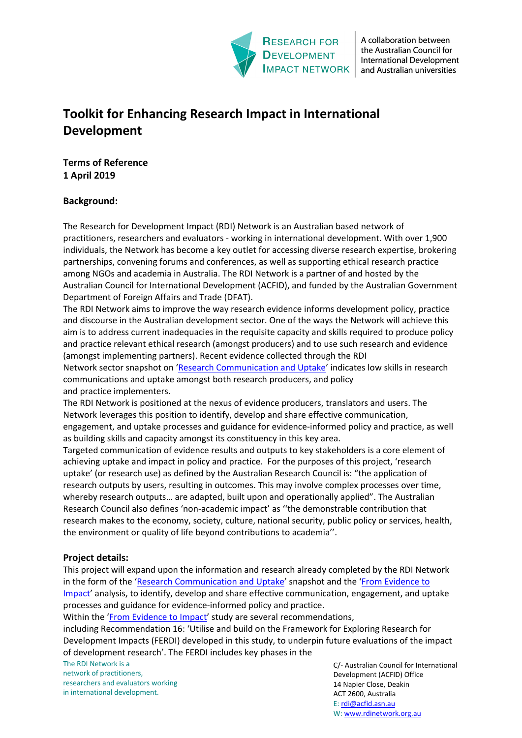# Toolkit for Enhancing Research Impact in International Development

**Terms of Reference**
**1 April 2019**

## Background:

The Research for Development Impact (RDI) Network is an Australian based network of practitioners, researchers and evaluators - working in international development. With over 1,900 individuals, the Network has become a key outlet for accessing diverse research expertise, brokering partnerships, convening forums and conferences, as well as supporting ethical research practice among NGOs and academia in Australia. The RDI Network is a partner of and hosted by the Australian Council for International Development (ACFID), and funded by the Australian Government Department of Foreign Affairs and Trade (DFAT).

The RDI Network aims to improve the way research evidence informs development policy, practice and discourse in the Australian development sector. One of the ways the Network will achieve this aim is to address current inadequacies in the requisite capacity and skills required to produce policy and practice relevant ethical research (amongst producers) and to use such research and evidence (amongst implementing partners). Recent evidence collected through the RDI Network sector snapshot on '[Research Communication and Uptake]' indicates low skills in research communications and uptake amongst both research producers, and policy and practice implementers.

The RDI Network is positioned at the nexus of evidence producers, translators and users. The Network leverages this position to identify, develop and share effective communication, engagement, and uptake processes and guidance for evidence-informed policy and practice, as well as building skills and capacity amongst its constituency in this key area.

Targeted communication of evidence results and outputs to key stakeholders is a core element of achieving uptake and impact in policy and practice. For the purposes of this project, 'research uptake' (or research use) as defined by the Australian Research Council is: "the application of research outputs by users, resulting in outcomes. This may involve complex processes over time, whereby research outputs… are adapted, built upon and operationally applied". The Australian Research Council also defines 'non-academic impact' as ''the demonstrable contribution that research makes to the economy, society, culture, national security, public policy or services, health, the environment or quality of life beyond contributions to academia''.

## Project details:

This project will expand upon the information and research already completed by the RDI Network in the form of the '[Research Communication and Uptake]' snapshot and the '[From Evidence to Impact]' analysis, to identify, develop and share effective communication, engagement, and uptake processes and guidance for evidence-informed policy and practice.

Within the '[From Evidence to Impact]' study are several recommendations, including Recommendation 16: 'Utilise and build on the Framework for Exploring Research for Development Impacts (FERDI) developed in this study, to underpin future evaluations of the impact of development research'. The FERDI includes key phases in the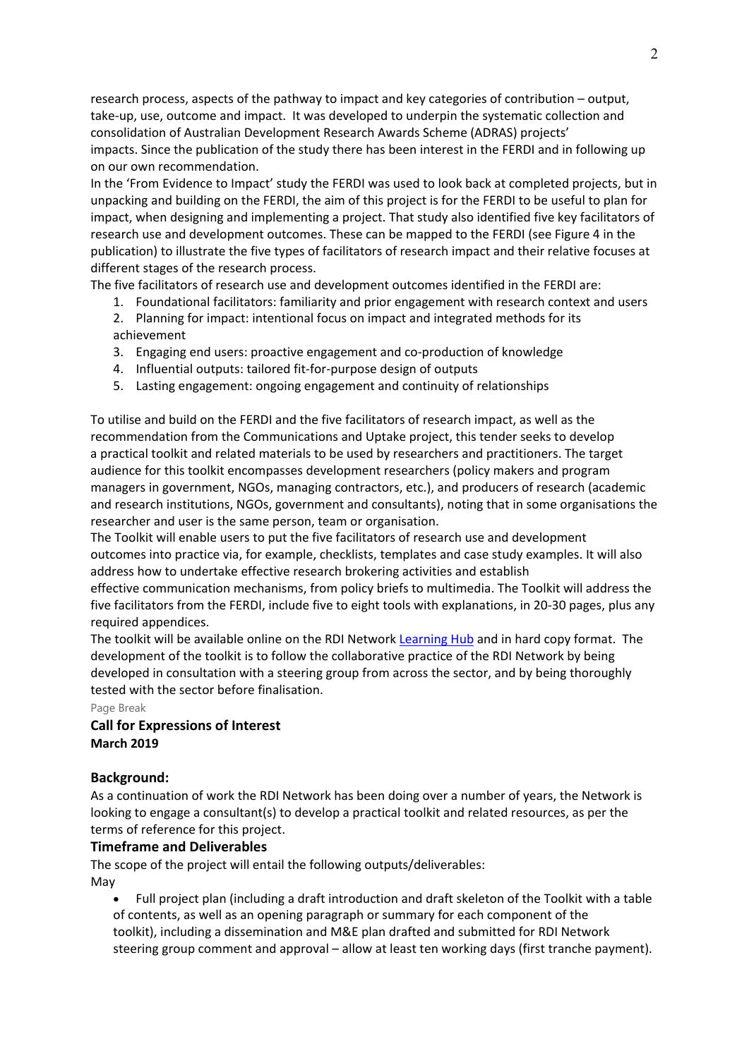research process, aspects of the pathway to impact and key categories of contribution – output, take-up, use, outcome and impact. It was developed to underpin the systematic collection and consolidation of Australian Development Research Awards Scheme (ADRAS) projects' impacts. Since the publication of the study there has been interest in the FERDI and in following up on our own recommendation.

In the 'From Evidence to Impact' study the FERDI was used to look back at completed projects, but in unpacking and building on the FERDI, the aim of this project is for the FERDI to be useful to plan for impact, when designing and implementing a project. That study also identified five key facilitators of research use and development outcomes. These can be mapped to the FERDI (see Figure 4 in the publication) to illustrate the five types of facilitators of research impact and their relative focuses at different stages of the research process.

The five facilitators of research use and development outcomes identified in the FERDI are:

1. Foundational facilitators: familiarity and prior engagement with research context and users
2. Planning for impact: intentional focus on impact and integrated methods for its achievement
3. Engaging end users: proactive engagement and co-production of knowledge
4. Influential outputs: tailored fit-for-purpose design of outputs
5. Lasting engagement: ongoing engagement and continuity of relationships

To utilise and build on the FERDI and the five facilitators of research impact, as well as the recommendation from the Communications and Uptake project, this tender seeks to develop a practical toolkit and related materials to be used by researchers and practitioners. The target audience for this toolkit encompasses development researchers (policy makers and program managers in government, NGOs, managing contractors, etc.), and producers of research (academic and research institutions, NGOs, government and consultants), noting that in some organisations the researcher and user is the same person, team or organisation.

The Toolkit will enable users to put the five facilitators of research use and development outcomes into practice via, for example, checklists, templates and case study examples. It will also address how to undertake effective research brokering activities and establish effective communication mechanisms, from policy briefs to multimedia. The Toolkit will address the five facilitators from the FERDI, include five to eight tools with explanations, in 20-30 pages, plus any required appendices.

The toolkit will be available online on the RDI Network Learning Hub and in hard copy format. The development of the toolkit is to follow the collaborative practice of the RDI Network by being developed in consultation with a steering group from across the sector, and by being thoroughly tested with the sector before finalisation.

Page Break

**Call for Expressions of Interest**
**March 2019**

### Background:

As a continuation of work the RDI Network has been doing over a number of years, the Network is looking to engage a consultant(s) to develop a practical toolkit and related resources, as per the terms of reference for this project.

### Timeframe and Deliverables

The scope of the project will entail the following outputs/deliverables:

May

- Full project plan (including a draft introduction and draft skeleton of the Toolkit with a table of contents, as well as an opening paragraph or summary for each component of the toolkit), including a dissemination and M&E plan drafted and submitted for RDI Network steering group comment and approval – allow at least ten working days (first tranche payment).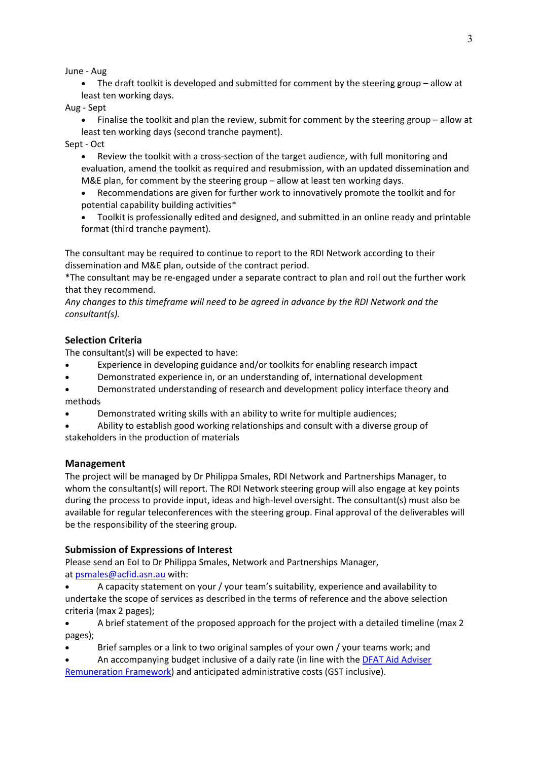June - Aug

- The draft toolkit is developed and submitted for comment by the steering group – allow at least ten working days.

Aug - Sept

- Finalise the toolkit and plan the review, submit for comment by the steering group – allow at least ten working days (second tranche payment).

Sept - Oct

- Review the toolkit with a cross-section of the target audience, with full monitoring and evaluation, amend the toolkit as required and resubmission, with an updated dissemination and M&E plan, for comment by the steering group – allow at least ten working days.
- Recommendations are given for further work to innovatively promote the toolkit and for potential capability building activities*
- Toolkit is professionally edited and designed, and submitted in an online ready and printable format (third tranche payment).

The consultant may be required to continue to report to the RDI Network according to their dissemination and M&E plan, outside of the contract period.

*The consultant may be re-engaged under a separate contract to plan and roll out the further work that they recommend.

*Any changes to this timeframe will need to be agreed in advance by the RDI Network and the consultant(s).*

## Selection Criteria

The consultant(s) will be expected to have:

- Experience in developing guidance and/or toolkits for enabling research impact
- Demonstrated experience in, or an understanding of, international development
- Demonstrated understanding of research and development policy interface theory and methods
- Demonstrated writing skills with an ability to write for multiple audiences;
- Ability to establish good working relationships and consult with a diverse group of stakeholders in the production of materials

## Management

The project will be managed by Dr Philippa Smales, RDI Network and Partnerships Manager, to whom the consultant(s) will report. The RDI Network steering group will also engage at key points during the process to provide input, ideas and high-level oversight. The consultant(s) must also be available for regular teleconferences with the steering group. Final approval of the deliverables will be the responsibility of the steering group.

## Submission of Expressions of Interest

Please send an EoI to Dr Philippa Smales, Network and Partnerships Manager, at [psmales@acfid.asn.au](mailto:psmales@acfid.asn.au) with:

- A capacity statement on your / your team's suitability, experience and availability to undertake the scope of services as described in the terms of reference and the above selection criteria (max 2 pages);
- A brief statement of the proposed approach for the project with a detailed timeline (max 2 pages);
- Brief samples or a link to two original samples of your own / your teams work; and
- An accompanying budget inclusive of a daily rate (in line with the DFAT Aid Adviser Remuneration Framework) and anticipated administrative costs (GST inclusive).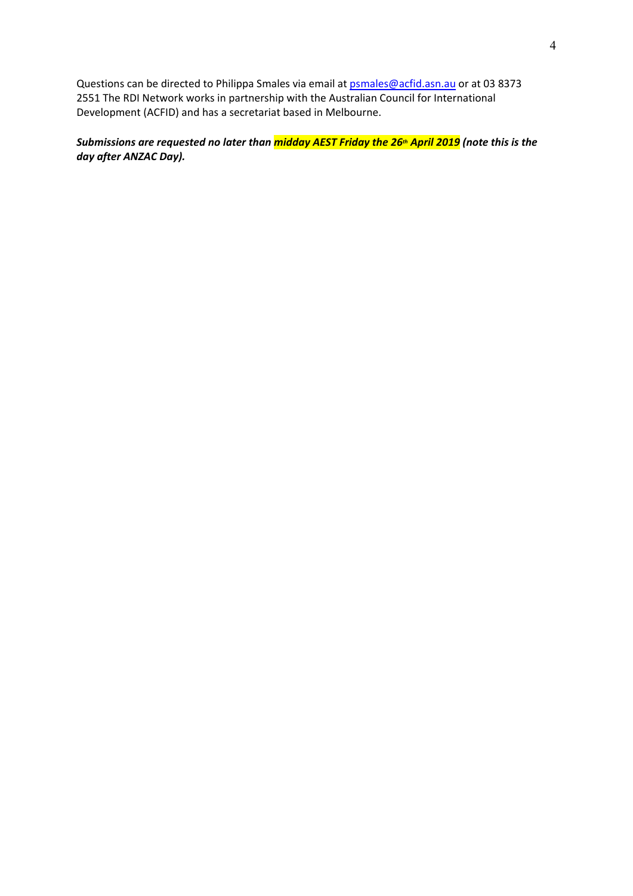Questions can be directed to Philippa Smales via email at psmales@acfid.asn.au or at 03 8373 2551 The RDI Network works in partnership with the Australian Council for International Development (ACFID) and has a secretariat based in Melbourne.

***Submissions are requested no later than midday AEST Friday the 26th April 2019 (note this is the day after ANZAC Day).***